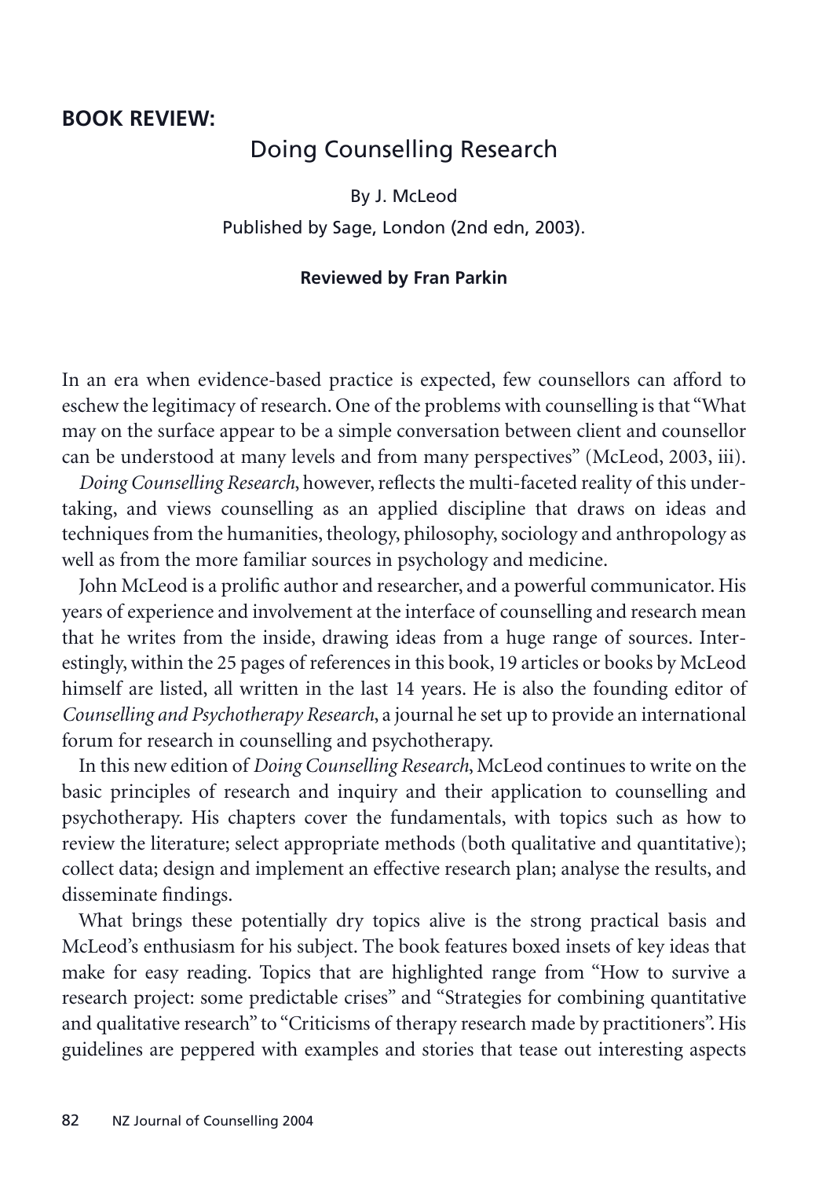**BOOK REVIEW:**

# Doing Counselling Research

By J. McLeod

Published by Sage, London (2nd edn, 2003).

**Reviewed by Fran Parkin**

In an era when evidence-based practice is expected, few counsellors can afford to eschew the legitimacy of research. One of the problems with counselling is that "What may on the surface appear to be a simple conversation between client and counsellor can be understood at many levels and from many perspectives" (McLeod, 2003, iii).

*Doing Counselling Research*, however, reflects the multi-faceted reality of this undertaking, and views counselling as an applied discipline that draws on ideas and techniques from the humanities, theology, philosophy, sociology and anthropology as well as from the more familiar sources in psychology and medicine.

John McLeod is a prolific author and researcher, and a powerful communicator. His years of experience and involvement at the interface of counselling and research mean that he writes from the inside, drawing ideas from a huge range of sources. Interestingly, within the 25 pages of references in this book, 19 articles or books by McLeod himself are listed, all written in the last 14 years. He is also the founding editor of *Counselling and Psychotherapy Research*, a journal he set up to provide an international forum for research in counselling and psychotherapy.

In this new edition of *Doing Counselling Research*, McLeod continues to write on the basic principles of research and inquiry and their application to counselling and psychotherapy. His chapters cover the fundamentals, with topics such as how to review the literature; select appropriate methods (both qualitative and quantitative); collect data; design and implement an effective research plan; analyse the results, and disseminate findings.

What brings these potentially dry topics alive is the strong practical basis and McLeod's enthusiasm for his subject. The book features boxed insets of key ideas that make for easy reading. Topics that are highlighted range from "How to survive a research project: some predictable crises" and "Strategies for combining quantitative and qualitative research" to "Criticisms of therapy research made by practitioners". His guidelines are peppered with examples and stories that tease out interesting aspects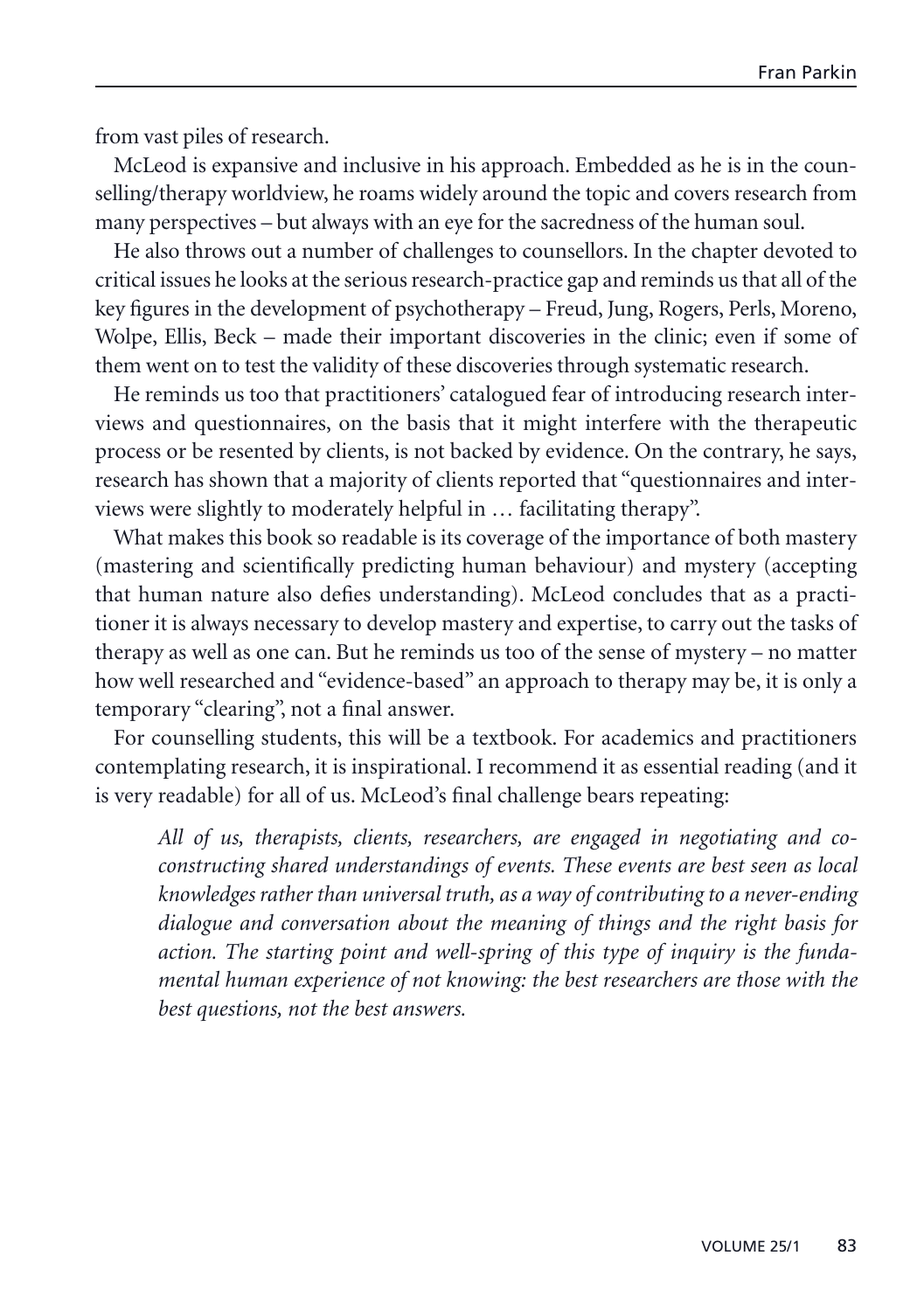from vast piles of research.

McLeod is expansive and inclusive in his approach. Embedded as he is in the counselling/therapy worldview, he roams widely around the topic and covers research from many perspectives – but always with an eye for the sacredness of the human soul.

He also throws out a number of challenges to counsellors. In the chapter devoted to critical issues he looks at the serious research-practice gap and reminds us that all of the key figures in the development of psychotherapy – Freud, Jung, Rogers, Perls, Moreno, Wolpe, Ellis, Beck – made their important discoveries in the clinic; even if some of them went on to test the validity of these discoveries through systematic research.

He reminds us too that practitioners' catalogued fear of introducing research interviews and questionnaires, on the basis that it might interfere with the therapeutic process or be resented by clients, is not backed by evidence. On the contrary, he says, research has shown that a majority of clients reported that "questionnaires and interviews were slightly to moderately helpful in … facilitating therapy".

What makes this book so readable is its coverage of the importance of both mastery (mastering and scientifically predicting human behaviour) and mystery (accepting that human nature also defies understanding). McLeod concludes that as a practitioner it is always necessary to develop mastery and expertise, to carry out the tasks of therapy as well as one can. But he reminds us too of the sense of mystery – no matter how well researched and "evidence-based" an approach to therapy may be, it is only a temporary "clearing", not a final answer.

For counselling students, this will be a textbook. For academics and practitioners contemplating research, it is inspirational. I recommend it as essential reading (and it is very readable) for all of us. McLeod's final challenge bears repeating:

> *All of us, therapists, clients, researchers, are engaged in negotiating and co-constructing shared understandings of events. These events are best seen as local knowledges rather than universal truth, as a way of contributing to a never-ending dialogue and conversation about the meaning of things and the right basis for action. The starting point and well-spring of this type of inquiry is the fundamental human experience of not knowing: the best researchers are those with the best questions, not the best answers.*